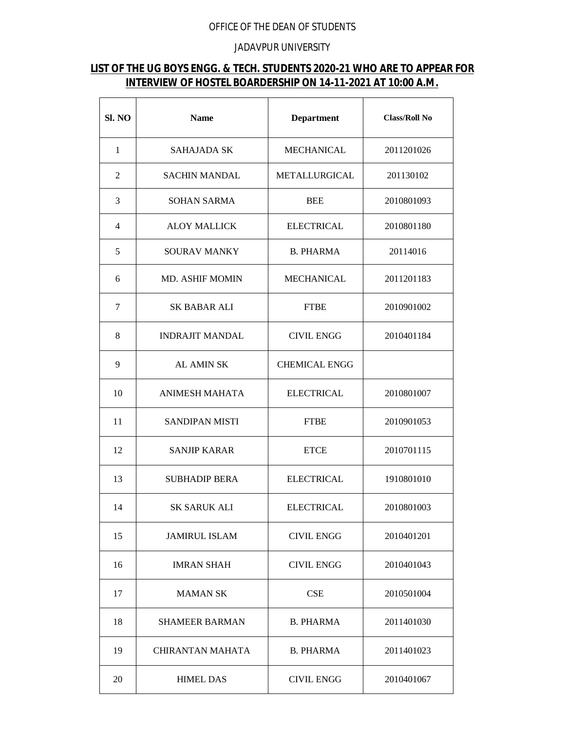OFFICE OF THE DEAN OF STUDENTS

JADAVPUR UNIVERSITY

## **LIST OF THE UG BOYS ENGG. & TECH. STUDENTS 2020-21 WHO ARE TO APPEAR FOR INTERVIEW OF HOSTEL BOARDERSHIP ON 14-11-2021 AT 10:00 A.M.**

| Sl. NO | Name | Department | Class/Roll No |
|---|---|---|---|
| 1 | SAHAJADA SK | MECHANICAL | 2011201026 |
| 2 | SACHIN MANDAL | METALLURGICAL | 201130102 |
| 3 | SOHAN SARMA | BEE | 2010801093 |
| 4 | ALOY MALLICK | ELECTRICAL | 2010801180 |
| 5 | SOURAV MANKY | B. PHARMA | 20114016 |
| 6 | MD. ASHIF MOMIN | MECHANICAL | 2011201183 |
| 7 | SK BABAR ALI | FTBE | 2010901002 |
| 8 | INDRAJIT MANDAL | CIVIL ENGG | 2010401184 |
| 9 | AL AMIN SK | CHEMICAL ENGG | |
| 10 | ANIMESH MAHATA | ELECTRICAL | 2010801007 |
| 11 | SANDIPAN MISTI | FTBE | 2010901053 |
| 12 | SANJIP KARAR | ETCE | 2010701115 |
| 13 | SUBHADIP BERA | ELECTRICAL | 1910801010 |
| 14 | SK SARUK ALI | ELECTRICAL | 2010801003 |
| 15 | JAMIRUL ISLAM | CIVIL ENGG | 2010401201 |
| 16 | IMRAN SHAH | CIVIL ENGG | 2010401043 |
| 17 | MAMAN SK | CSE | 2010501004 |
| 18 | SHAMEER BARMAN | B. PHARMA | 2011401030 |
| 19 | CHIRANTAN MAHATA | B. PHARMA | 2011401023 |
| 20 | HIMEL DAS | CIVIL ENGG | 2010401067 |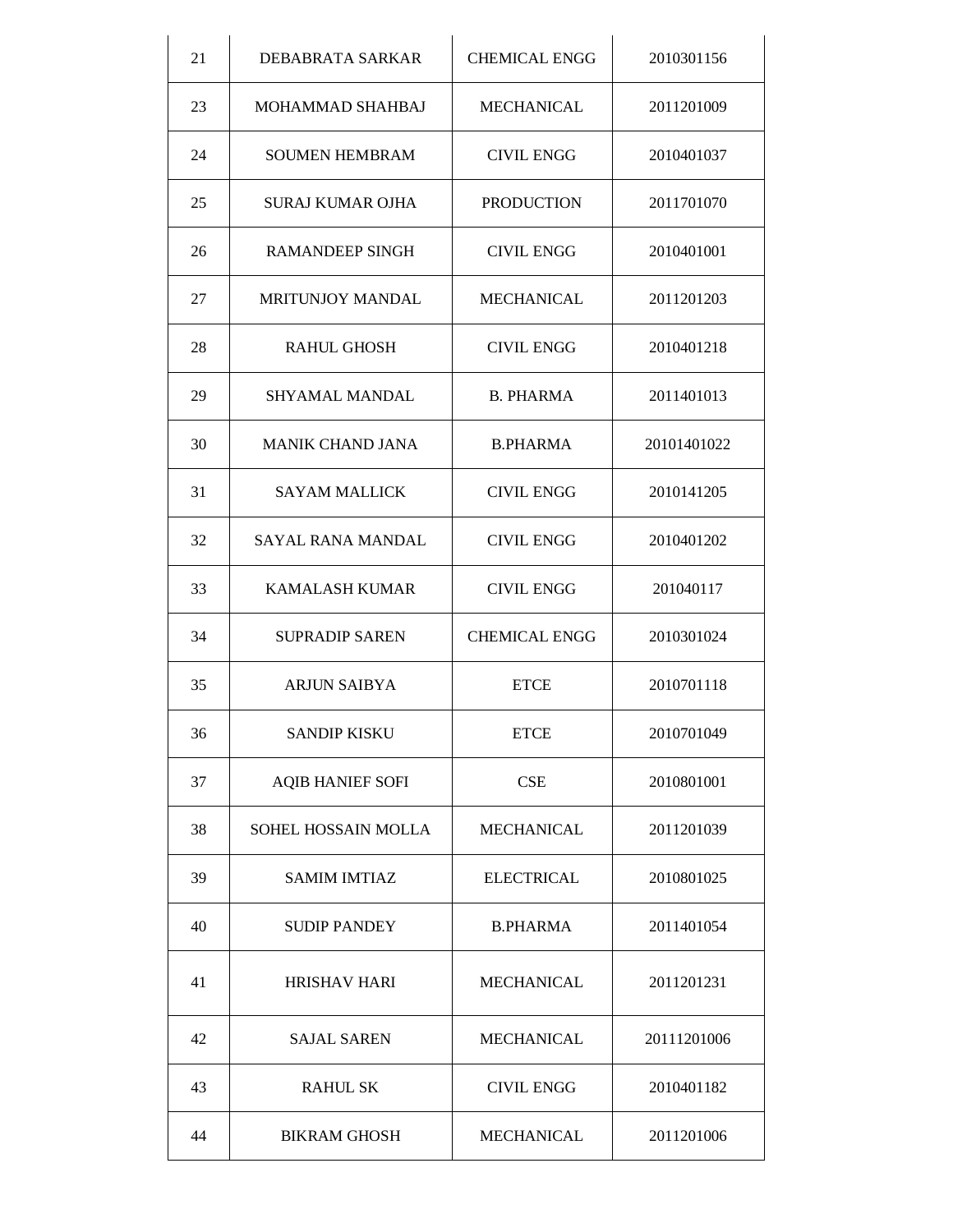| 21 | DEBABRATA SARKAR | CHEMICAL ENGG | 2010301156 |
|---|---|---|---|
| 23 | MOHAMMAD SHAHBAJ | MECHANICAL | 2011201009 |
| 24 | SOUMEN HEMBRAM | CIVIL ENGG | 2010401037 |
| 25 | SURAJ KUMAR OJHA | PRODUCTION | 2011701070 |
| 26 | RAMANDEEP SINGH | CIVIL ENGG | 2010401001 |
| 27 | MRITUNJOY MANDAL | MECHANICAL | 2011201203 |
| 28 | RAHUL GHOSH | CIVIL ENGG | 2010401218 |
| 29 | SHYAMAL MANDAL | B. PHARMA | 2011401013 |
| 30 | MANIK CHAND JANA | B.PHARMA | 20101401022 |
| 31 | SAYAM MALLICK | CIVIL ENGG | 2010141205 |
| 32 | SAYAL RANA MANDAL | CIVIL ENGG | 2010401202 |
| 33 | KAMALASH KUMAR | CIVIL ENGG | 201040117 |
| 34 | SUPRADIP SAREN | CHEMICAL ENGG | 2010301024 |
| 35 | ARJUN SAIBYA | ETCE | 2010701118 |
| 36 | SANDIP KISKU | ETCE | 2010701049 |
| 37 | AQIB HANIEF SOFI | CSE | 2010801001 |
| 38 | SOHEL HOSSAIN MOLLA | MECHANICAL | 2011201039 |
| 39 | SAMIM IMTIAZ | ELECTRICAL | 2010801025 |
| 40 | SUDIP PANDEY | B.PHARMA | 2011401054 |
| 41 | HRISHAV HARI | MECHANICAL | 2011201231 |
| 42 | SAJAL SAREN | MECHANICAL | 20111201006 |
| 43 | RAHUL SK | CIVIL ENGG | 2010401182 |
| 44 | BIKRAM GHOSH | MECHANICAL | 2011201006 |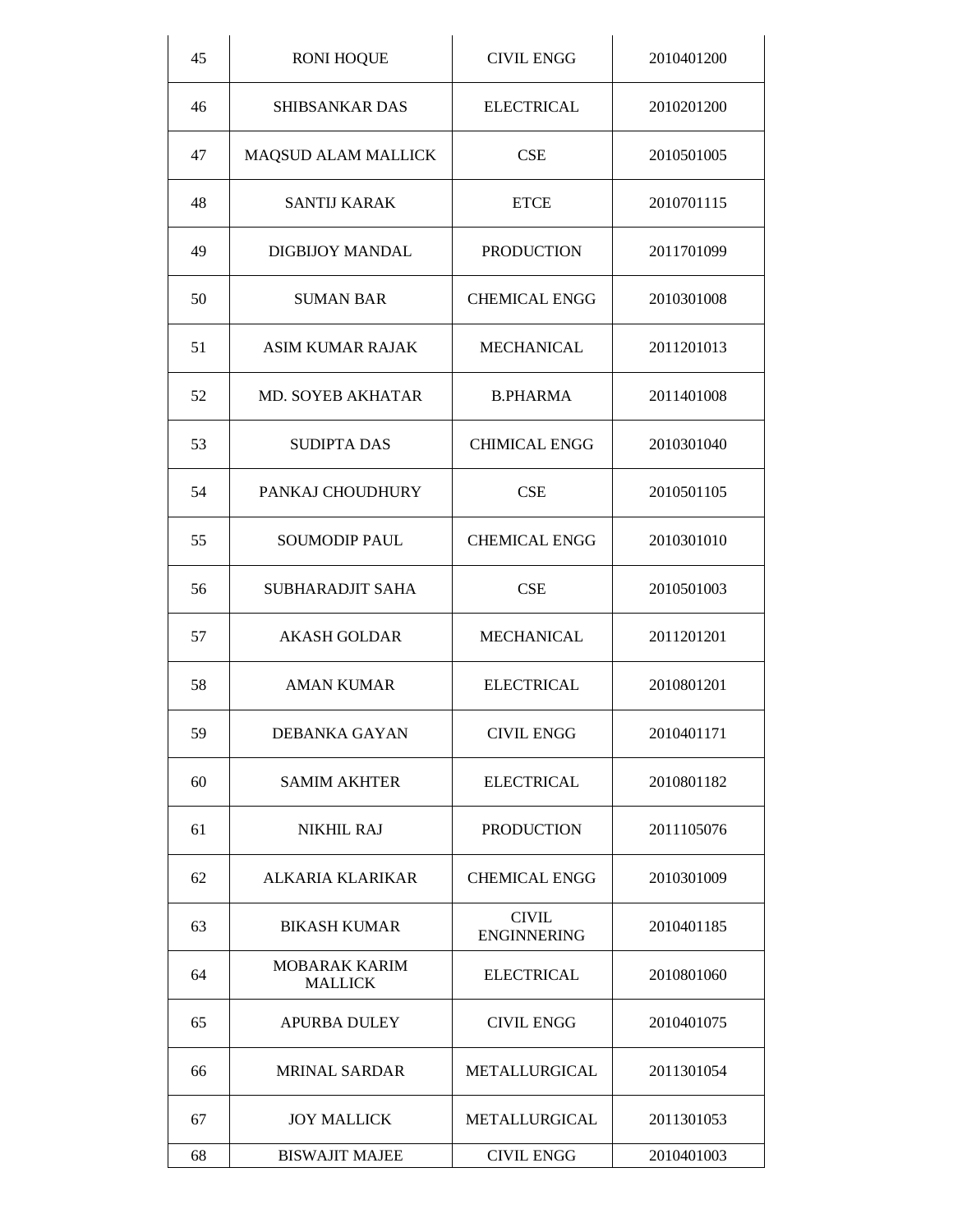| 45 | RONI HOQUE | CIVIL ENGG | 2010401200 |
|---|---|---|---|
| 46 | SHIBSANKAR DAS | ELECTRICAL | 2010201200 |
| 47 | MAQSUD ALAM MALLICK | CSE | 2010501005 |
| 48 | SANTIJ KARAK | ETCE | 2010701115 |
| 49 | DIGBIJOY MANDAL | PRODUCTION | 2011701099 |
| 50 | SUMAN BAR | CHEMICAL ENGG | 2010301008 |
| 51 | ASIM KUMAR RAJAK | MECHANICAL | 2011201013 |
| 52 | MD. SOYEB AKHATAR | B.PHARMA | 2011401008 |
| 53 | SUDIPTA DAS | CHIMICAL ENGG | 2010301040 |
| 54 | PANKAJ CHOUDHURY | CSE | 2010501105 |
| 55 | SOUMODIP PAUL | CHEMICAL ENGG | 2010301010 |
| 56 | SUBHARADJIT SAHA | CSE | 2010501003 |
| 57 | AKASH GOLDAR | MECHANICAL | 2011201201 |
| 58 | AMAN KUMAR | ELECTRICAL | 2010801201 |
| 59 | DEBANKA GAYAN | CIVIL ENGG | 2010401171 |
| 60 | SAMIM AKHTER | ELECTRICAL | 2010801182 |
| 61 | NIKHIL RAJ | PRODUCTION | 2011105076 |
| 62 | ALKARIA KLARIKAR | CHEMICAL ENGG | 2010301009 |
| 63 | BIKASH KUMAR | CIVIL ENGINNERING | 2010401185 |
| 64 | MOBARAK KARIM MALLICK | ELECTRICAL | 2010801060 |
| 65 | APURBA DULEY | CIVIL ENGG | 2010401075 |
| 66 | MRINAL SARDAR | METALLURGICAL | 2011301054 |
| 67 | JOY MALLICK | METALLURGICAL | 2011301053 |
| 68 | BISWAJIT MAJEE | CIVIL ENGG | 2010401003 |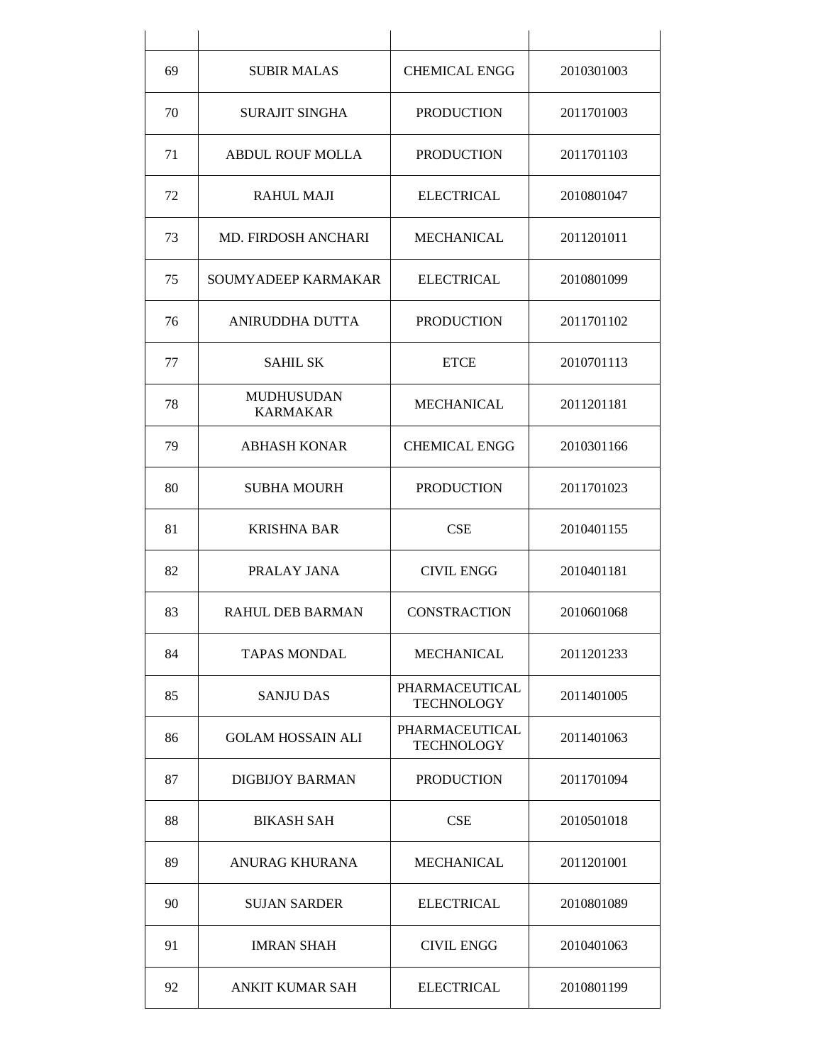| | | | |
|---|---|---|---|
| 69 | SUBIR MALAS | CHEMICAL ENGG | 2010301003 |
| 70 | SURAJIT SINGHA | PRODUCTION | 2011701003 |
| 71 | ABDUL ROUF MOLLA | PRODUCTION | 2011701103 |
| 72 | RAHUL MAJI | ELECTRICAL | 2010801047 |
| 73 | MD. FIRDOSH ANCHARI | MECHANICAL | 2011201011 |
| 75 | SOUMYADEEP KARMAKAR | ELECTRICAL | 2010801099 |
| 76 | ANIRUDDHA DUTTA | PRODUCTION | 2011701102 |
| 77 | SAHIL SK | ETCE | 2010701113 |
| 78 | MUDHUSUDAN KARMAKAR | MECHANICAL | 2011201181 |
| 79 | ABHASH KONAR | CHEMICAL ENGG | 2010301166 |
| 80 | SUBHA MOURH | PRODUCTION | 2011701023 |
| 81 | KRISHNA BAR | CSE | 2010401155 |
| 82 | PRALAY JANA | CIVIL ENGG | 2010401181 |
| 83 | RAHUL DEB BARMAN | CONSTRACTION | 2010601068 |
| 84 | TAPAS MONDAL | MECHANICAL | 2011201233 |
| 85 | SANJU DAS | PHARMACEUTICAL TECHNOLOGY | 2011401005 |
| 86 | GOLAM HOSSAIN ALI | PHARMACEUTICAL TECHNOLOGY | 2011401063 |
| 87 | DIGBIJOY BARMAN | PRODUCTION | 2011701094 |
| 88 | BIKASH SAH | CSE | 2010501018 |
| 89 | ANURAG KHURANA | MECHANICAL | 2011201001 |
| 90 | SUJAN SARDER | ELECTRICAL | 2010801089 |
| 91 | IMRAN SHAH | CIVIL ENGG | 2010401063 |
| 92 | ANKIT KUMAR SAH | ELECTRICAL | 2010801199 |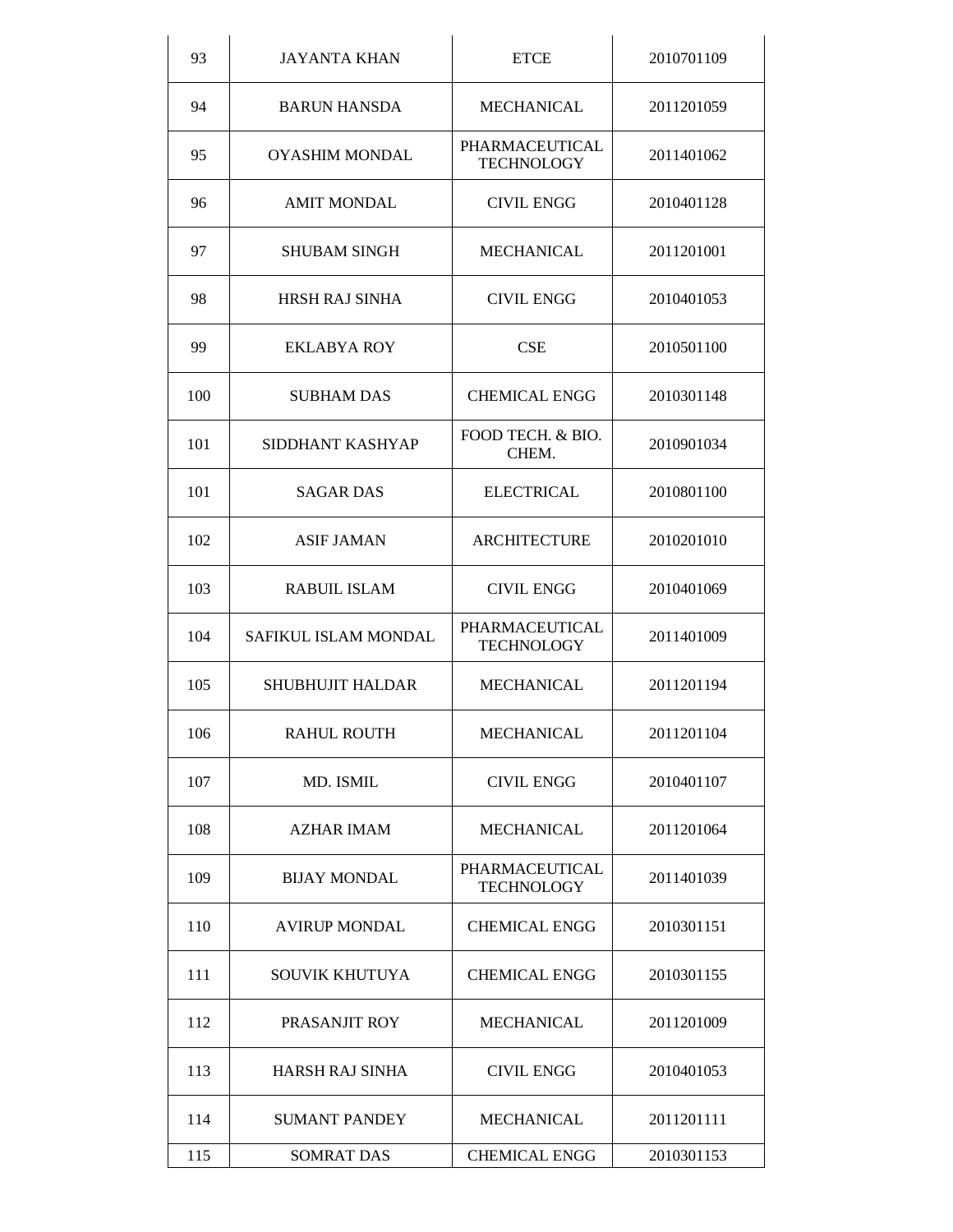| 93 | JAYANTA KHAN | ETCE | 2010701109 |
|---|---|---|---|
| 94 | BARUN HANSDA | MECHANICAL | 2011201059 |
| 95 | OYASHIM MONDAL | PHARMACEUTICAL TECHNOLOGY | 2011401062 |
| 96 | AMIT MONDAL | CIVIL ENGG | 2010401128 |
| 97 | SHUBAM SINGH | MECHANICAL | 2011201001 |
| 98 | HRSH RAJ SINHA | CIVIL ENGG | 2010401053 |
| 99 | EKLABYA ROY | CSE | 2010501100 |
| 100 | SUBHAM DAS | CHEMICAL ENGG | 2010301148 |
| 101 | SIDDHANT KASHYAP | FOOD TECH. & BIO. CHEM. | 2010901034 |
| 101 | SAGAR DAS | ELECTRICAL | 2010801100 |
| 102 | ASIF JAMAN | ARCHITECTURE | 2010201010 |
| 103 | RABUIL ISLAM | CIVIL ENGG | 2010401069 |
| 104 | SAFIKUL ISLAM MONDAL | PHARMACEUTICAL TECHNOLOGY | 2011401009 |
| 105 | SHUBHUJIT HALDAR | MECHANICAL | 2011201194 |
| 106 | RAHUL ROUTH | MECHANICAL | 2011201104 |
| 107 | MD. ISMIL | CIVIL ENGG | 2010401107 |
| 108 | AZHAR IMAM | MECHANICAL | 2011201064 |
| 109 | BIJAY MONDAL | PHARMACEUTICAL TECHNOLOGY | 2011401039 |
| 110 | AVIRUP MONDAL | CHEMICAL ENGG | 2010301151 |
| 111 | SOUVIK KHUTUYA | CHEMICAL ENGG | 2010301155 |
| 112 | PRASANJIT ROY | MECHANICAL | 2011201009 |
| 113 | HARSH RAJ SINHA | CIVIL ENGG | 2010401053 |
| 114 | SUMANT PANDEY | MECHANICAL | 2011201111 |
| 115 | SOMRAT DAS | CHEMICAL ENGG | 2010301153 |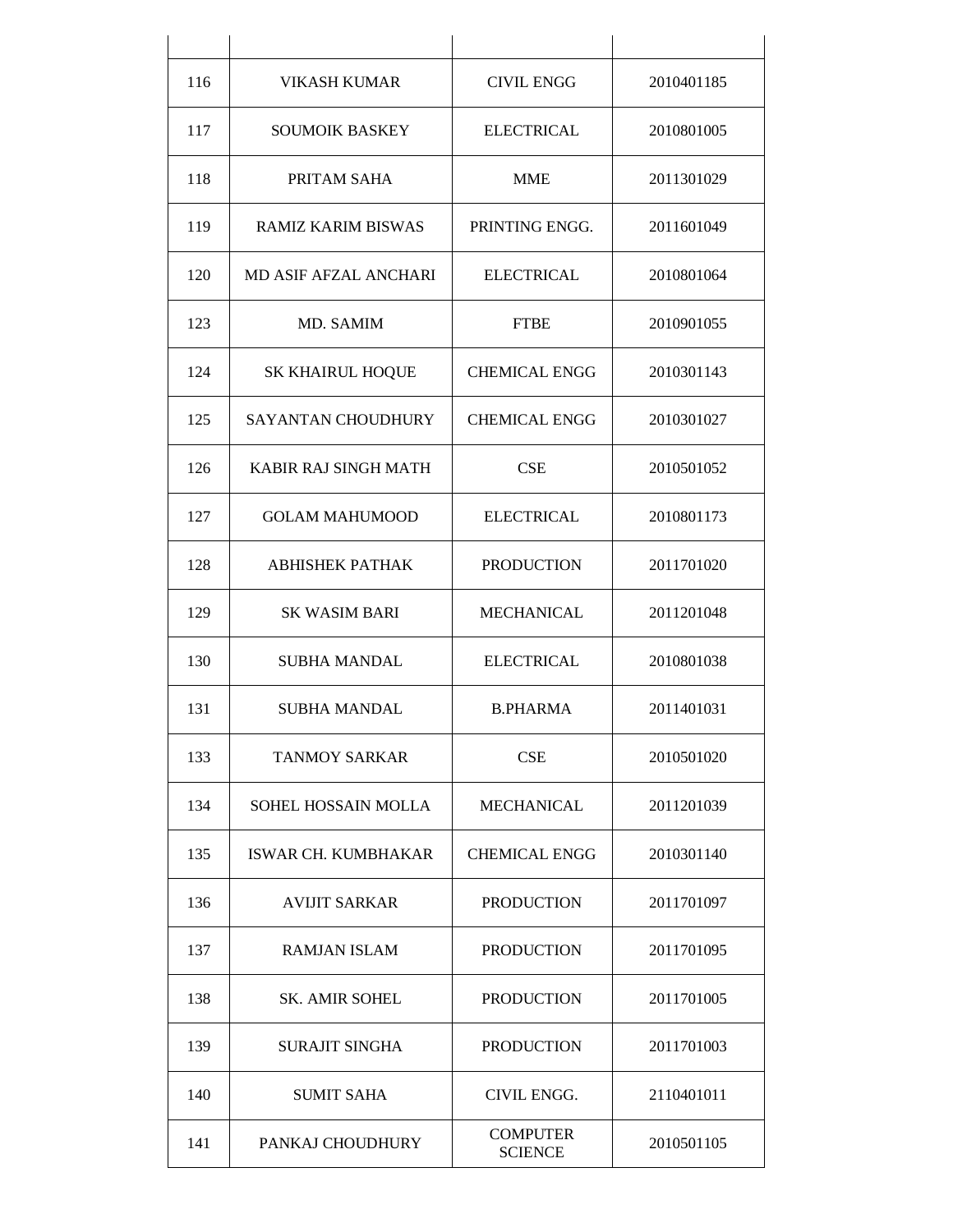| | | | |
|---|---|---|---|
| 116 | VIKASH KUMAR | CIVIL ENGG | 2010401185 |
| 117 | SOUMOIK BASKEY | ELECTRICAL | 2010801005 |
| 118 | PRITAM SAHA | MME | 2011301029 |
| 119 | RAMIZ KARIM BISWAS | PRINTING ENGG. | 2011601049 |
| 120 | MD ASIF AFZAL ANCHARI | ELECTRICAL | 2010801064 |
| 123 | MD. SAMIM | FTBE | 2010901055 |
| 124 | SK KHAIRUL HOQUE | CHEMICAL ENGG | 2010301143 |
| 125 | SAYANTAN CHOUDHURY | CHEMICAL ENGG | 2010301027 |
| 126 | KABIR RAJ SINGH MATH | CSE | 2010501052 |
| 127 | GOLAM MAHUMOOD | ELECTRICAL | 2010801173 |
| 128 | ABHISHEK PATHAK | PRODUCTION | 2011701020 |
| 129 | SK WASIM BARI | MECHANICAL | 2011201048 |
| 130 | SUBHA MANDAL | ELECTRICAL | 2010801038 |
| 131 | SUBHA MANDAL | B.PHARMA | 2011401031 |
| 133 | TANMOY SARKAR | CSE | 2010501020 |
| 134 | SOHEL HOSSAIN MOLLA | MECHANICAL | 2011201039 |
| 135 | ISWAR CH. KUMBHAKAR | CHEMICAL ENGG | 2010301140 |
| 136 | AVIJIT SARKAR | PRODUCTION | 2011701097 |
| 137 | RAMJAN ISLAM | PRODUCTION | 2011701095 |
| 138 | SK. AMIR SOHEL | PRODUCTION | 2011701005 |
| 139 | SURAJIT SINGHA | PRODUCTION | 2011701003 |
| 140 | SUMIT SAHA | CIVIL ENGG. | 2110401011 |
| 141 | PANKAJ CHOUDHURY | COMPUTER SCIENCE | 2010501105 |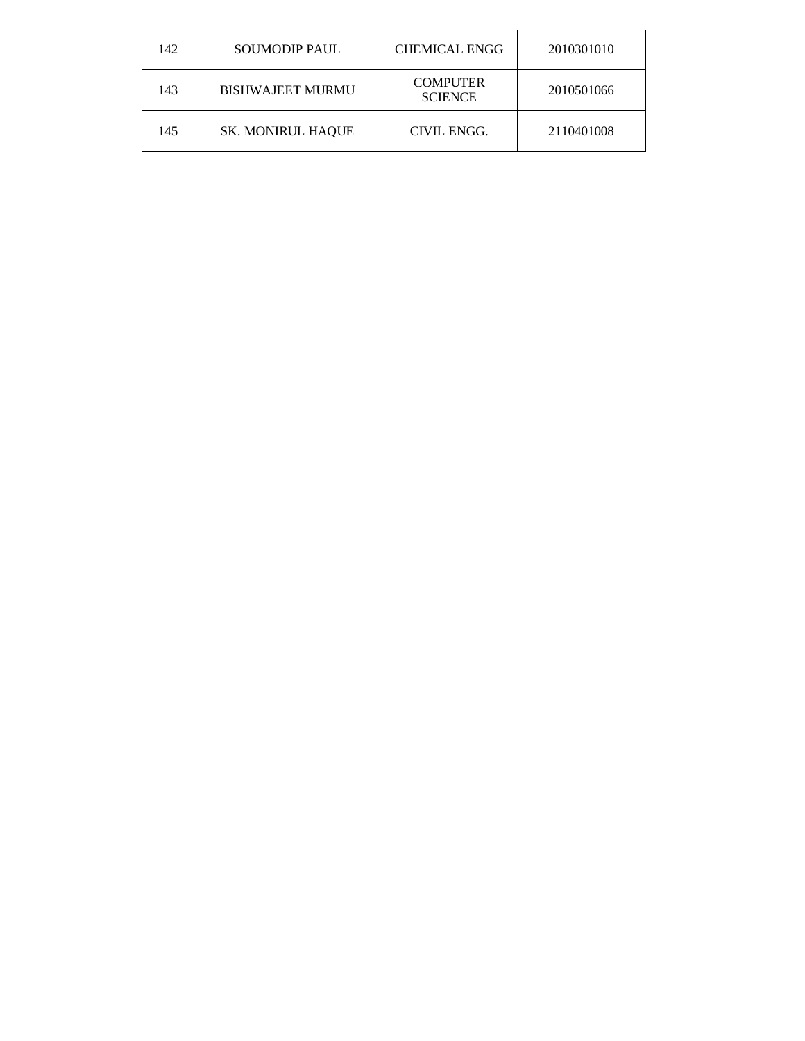| | | | |
|---|---|---|---|
| 142 | SOUMODIP PAUL | CHEMICAL ENGG | 2010301010 |
| 143 | BISHWAJEET MURMU | COMPUTER SCIENCE | 2010501066 |
| 145 | SK. MONIRUL HAQUE | CIVIL ENGG. | 2110401008 |